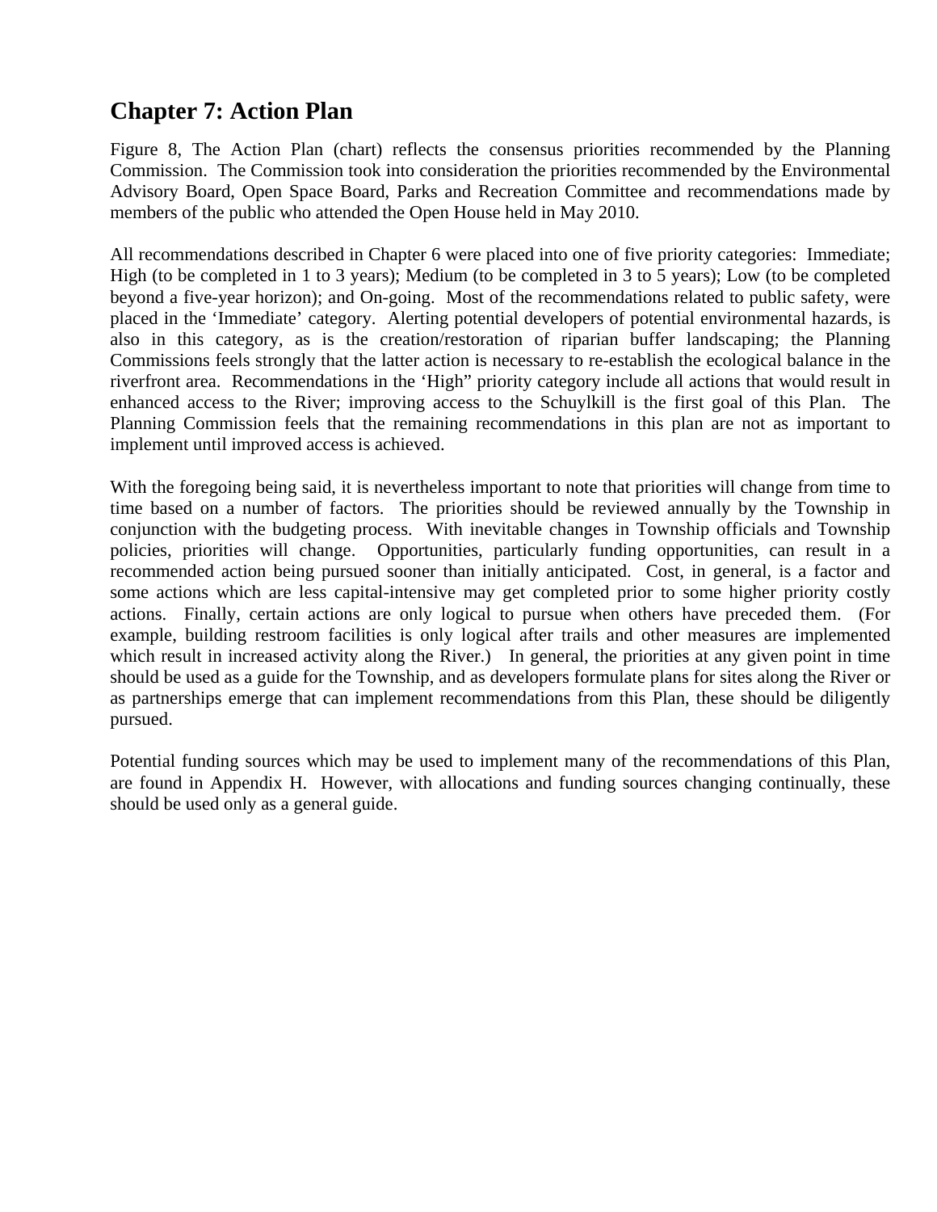## Chapter 7: Action Plan

Figure 8, The Action Plan (chart) reflects the consensus priorities recommended by the Planning Commission. The Commission took into consideration the priorities recommended by the Environmental Advisory Board, Open Space Board, Parks and Recreation Committee and recommendations made by members of the public who attended the Open House held in May 2010.

All recommendations described in Chapter 6 were placed into one of five priority categories: Immediate; High (to be completed in 1 to 3 years); Medium (to be completed in 3 to 5 years); Low (to be completed beyond a five-year horizon); and On-going. Most of the recommendations related to public safety, were placed in the 'Immediate' category. Alerting potential developers of potential environmental hazards, is also in this category, as is the creation/restoration of riparian buffer landscaping; the Planning Commissions feels strongly that the latter action is necessary to re-establish the ecological balance in the riverfront area. Recommendations in the 'High" priority category include all actions that would result in enhanced access to the River; improving access to the Schuylkill is the first goal of this Plan. The Planning Commission feels that the remaining recommendations in this plan are not as important to implement until improved access is achieved.

With the foregoing being said, it is nevertheless important to note that priorities will change from time to time based on a number of factors. The priorities should be reviewed annually by the Township in conjunction with the budgeting process. With inevitable changes in Township officials and Township policies, priorities will change. Opportunities, particularly funding opportunities, can result in a recommended action being pursued sooner than initially anticipated. Cost, in general, is a factor and some actions which are less capital-intensive may get completed prior to some higher priority costly actions. Finally, certain actions are only logical to pursue when others have preceded them. (For example, building restroom facilities is only logical after trails and other measures are implemented which result in increased activity along the River.) In general, the priorities at any given point in time should be used as a guide for the Township, and as developers formulate plans for sites along the River or as partnerships emerge that can implement recommendations from this Plan, these should be diligently pursued.

Potential funding sources which may be used to implement many of the recommendations of this Plan, are found in Appendix H. However, with allocations and funding sources changing continually, these should be used only as a general guide.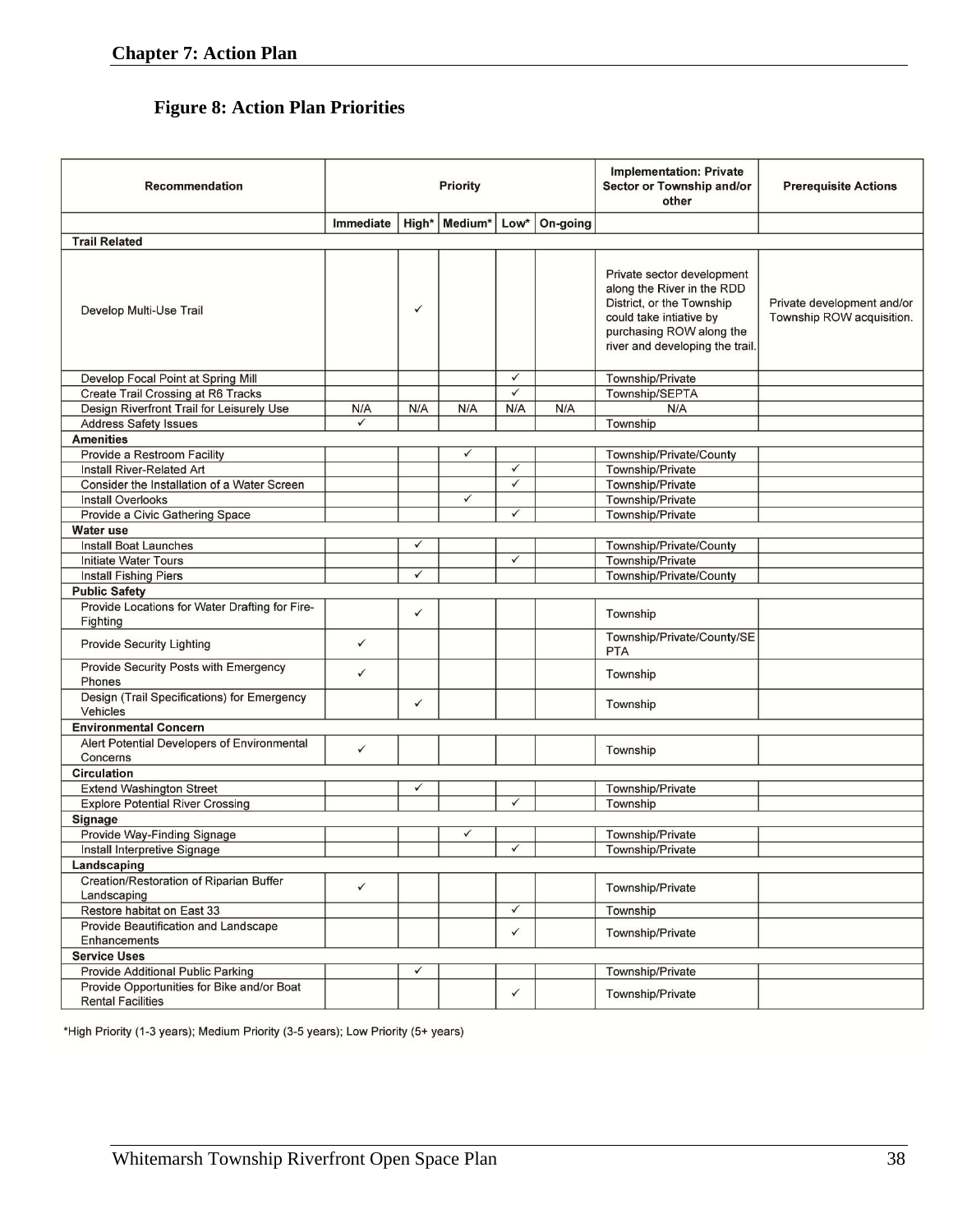## Figure 8: Action Plan Priorities

| Recommendation | Priority | | | | | Implementation: Private Sector or Township and/or other | Prerequisite Actions |
|---|---|---|---|---|---|---|---|
| | Immediate | High* | Medium* | Low* | On-going | | |
| **Trail Related** | | | | | | | |
| Develop Multi-Use Trail | | ✓ | | | | Private sector development along the River in the RDD District, or the Township could take intiative by purchasing ROW along the river and developing the trail. | Private development and/or Township ROW acquisition. |
| Develop Focal Point at Spring Mill | | | | ✓ | | Township/Private | |
| Create Trail Crossing at R6 Tracks | | | | ✓ | | Township/SEPTA | |
| Design Riverfront Trail for Leisurely Use | N/A | N/A | N/A | N/A | N/A | N/A | |
| Address Safety Issues | ✓ | | | | | Township | |
| **Amenities** | | | | | | | |
| Provide a Restroom Facility | | | ✓ | | | Township/Private/County | |
| Install River-Related Art | | | | ✓ | | Township/Private | |
| Consider the Installation of a Water Screen | | | | ✓ | | Township/Private | |
| Install Overlooks | | | ✓ | | | Township/Private | |
| Provide a Civic Gathering Space | | | | ✓ | | Township/Private | |
| **Water use** | | | | | | | |
| Install Boat Launches | | ✓ | | | | Township/Private/County | |
| Initiate Water Tours | | | | ✓ | | Township/Private | |
| Install Fishing Piers | | ✓ | | | | Township/Private/County | |
| **Public Safety** | | | | | | | |
| Provide Locations for Water Drafting for Fire-Fighting | | ✓ | | | | Township | |
| Provide Security Lighting | ✓ | | | | | Township/Private/County/SEPTA | |
| Provide Security Posts with Emergency Phones | ✓ | | | | | Township | |
| Design (Trail Specifications) for Emergency Vehicles | | ✓ | | | | Township | |
| **Environmental Concern** | | | | | | | |
| Alert Potential Developers of Environmental Concerns | ✓ | | | | | Township | |
| **Circulation** | | | | | | | |
| Extend Washington Street | | ✓ | | | | Township/Private | |
| Explore Potential River Crossing | | | | ✓ | | Township | |
| **Signage** | | | | | | | |
| Provide Way-Finding Signage | | | ✓ | | | Township/Private | |
| Install Interpretive Signage | | | | ✓ | | Township/Private | |
| **Landscaping** | | | | | | | |
| Creation/Restoration of Riparian Buffer Landscaping | ✓ | | | | | Township/Private | |
| Restore habitat on East 33 | | | | ✓ | | Township | |
| Provide Beautification and Landscape Enhancements | | | | ✓ | | Township/Private | |
| **Service Uses** | | | | | | | |
| Provide Additional Public Parking | | ✓ | | | | Township/Private | |
| Provide Opportunities for Bike and/or Boat Rental Facilities | | | | ✓ | | Township/Private | |

*High Priority (1-3 years); Medium Priority (3-5 years); Low Priority (5+ years)